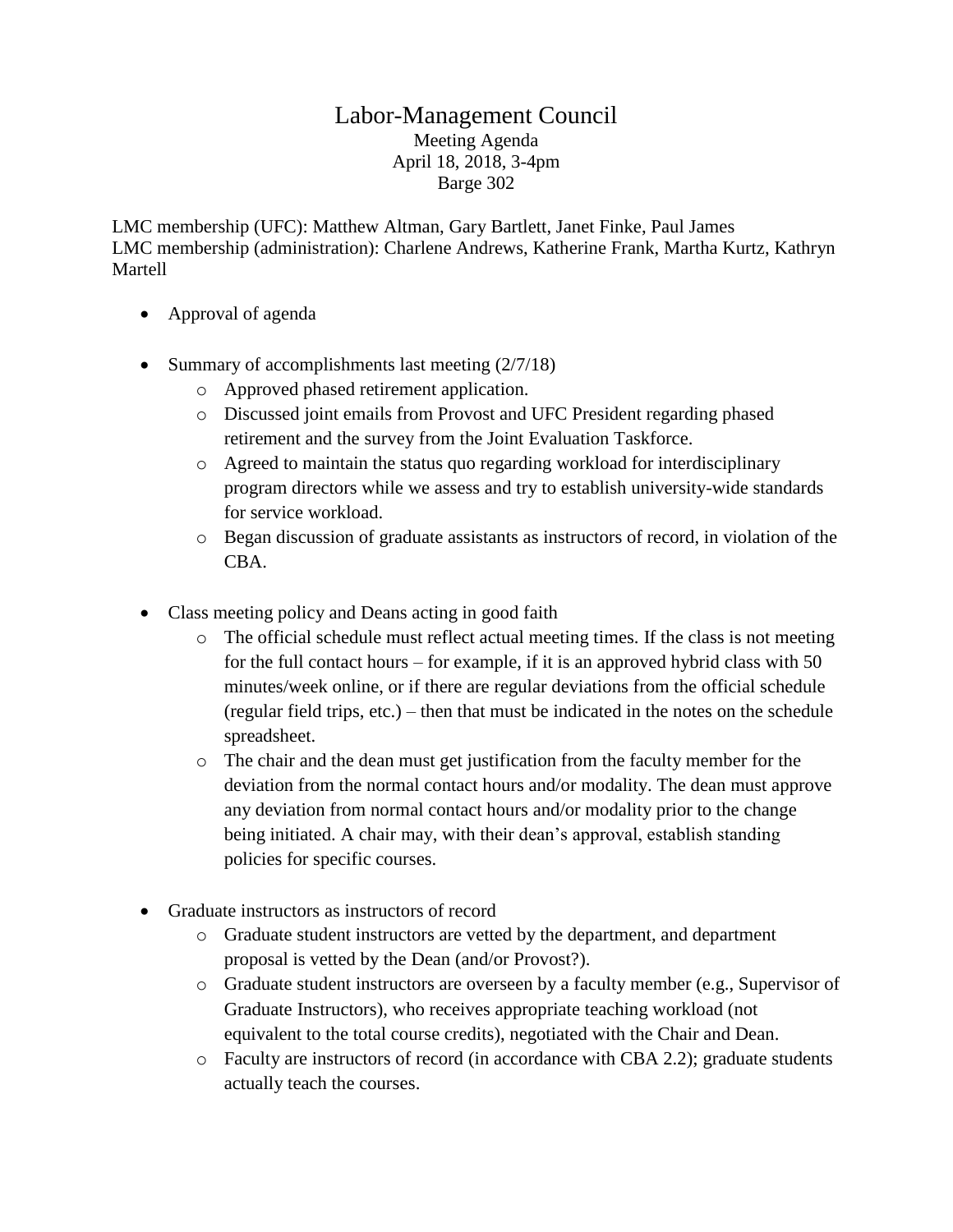# Labor-Management Council

Meeting Agenda
April 18, 2018, 3-4pm
Barge 302

LMC membership (UFC): Matthew Altman, Gary Bartlett, Janet Finke, Paul James
LMC membership (administration): Charlene Andrews, Katherine Frank, Martha Kurtz, Kathryn Martell

- Approval of agenda

- Summary of accomplishments last meeting (2/7/18)
  - Approved phased retirement application.
  - Discussed joint emails from Provost and UFC President regarding phased retirement and the survey from the Joint Evaluation Taskforce.
  - Agreed to maintain the status quo regarding workload for interdisciplinary program directors while we assess and try to establish university-wide standards for service workload.
  - Began discussion of graduate assistants as instructors of record, in violation of the CBA.

- Class meeting policy and Deans acting in good faith
  - The official schedule must reflect actual meeting times. If the class is not meeting for the full contact hours – for example, if it is an approved hybrid class with 50 minutes/week online, or if there are regular deviations from the official schedule (regular field trips, etc.) – then that must be indicated in the notes on the schedule spreadsheet.
  - The chair and the dean must get justification from the faculty member for the deviation from the normal contact hours and/or modality. The dean must approve any deviation from normal contact hours and/or modality prior to the change being initiated. A chair may, with their dean's approval, establish standing policies for specific courses.

- Graduate instructors as instructors of record
  - Graduate student instructors are vetted by the department, and department proposal is vetted by the Dean (and/or Provost?).
  - Graduate student instructors are overseen by a faculty member (e.g., Supervisor of Graduate Instructors), who receives appropriate teaching workload (not equivalent to the total course credits), negotiated with the Chair and Dean.
  - Faculty are instructors of record (in accordance with CBA 2.2); graduate students actually teach the courses.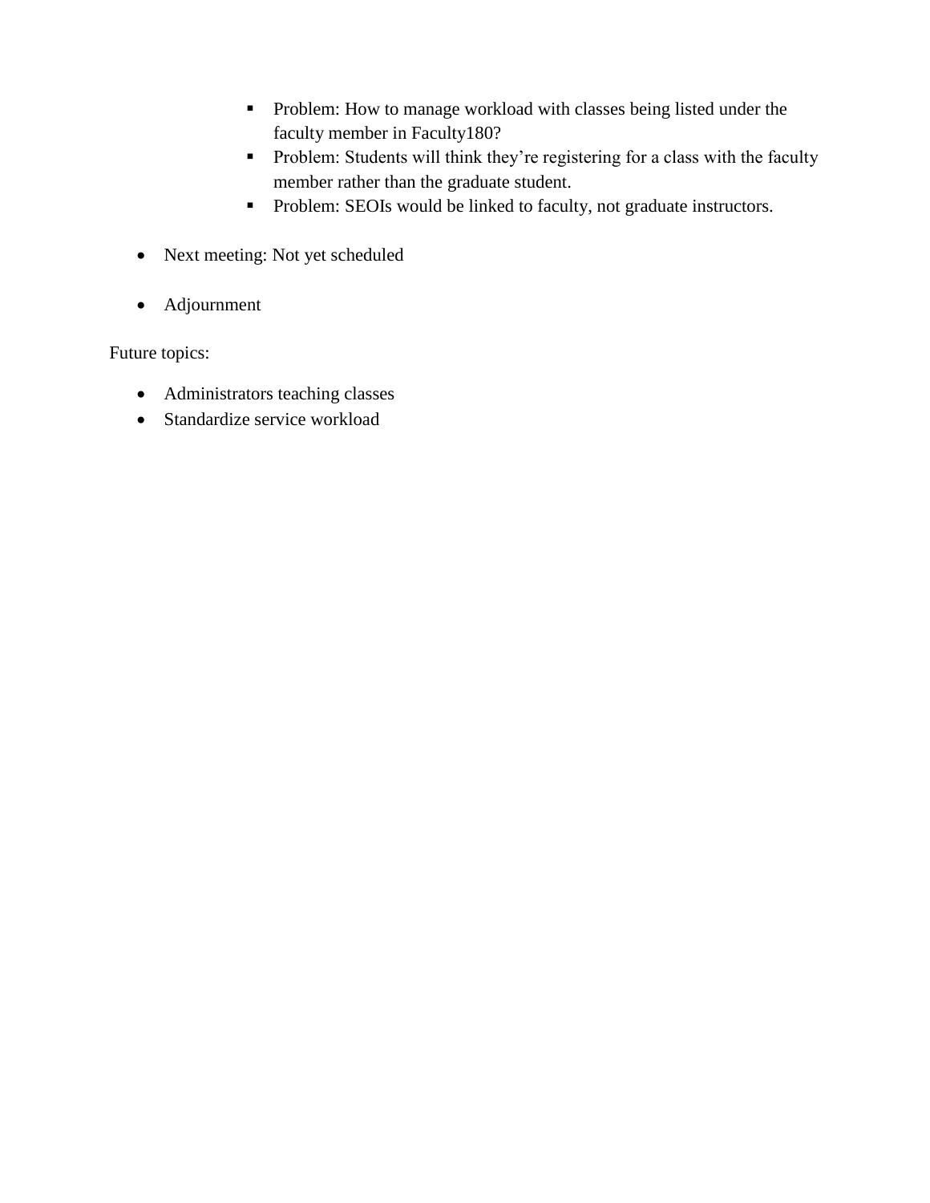- Problem: How to manage workload with classes being listed under the faculty member in Faculty180?
        - Problem: Students will think they're registering for a class with the faculty member rather than the graduate student.
        - Problem: SEOIs would be linked to faculty, not graduate instructors.

- Next meeting: Not yet scheduled

- Adjournment

Future topics:

- Administrators teaching classes
- Standardize service workload